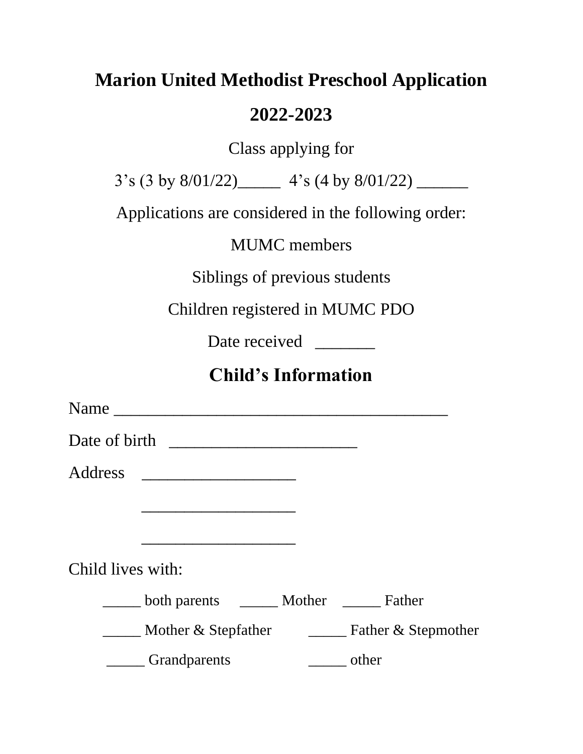# Marion United Methodist Preschool Application

# 2022-2023

Class applying for

3's (3 by 8/01/22)_____ 4's (4 by 8/01/22) ______

Applications are considered in the following order:

MUMC members

Siblings of previous students

Children registered in MUMC PDO

Date received _______

## Child's Information

Name ________________________________________

Date of birth ______________________

Address __________________

__________________

__________________

Child lives with:

_____ both parents _____ Mother _____ Father

_____ Mother & Stepfather _____ Father & Stepmother

_____ Grandparents _____ other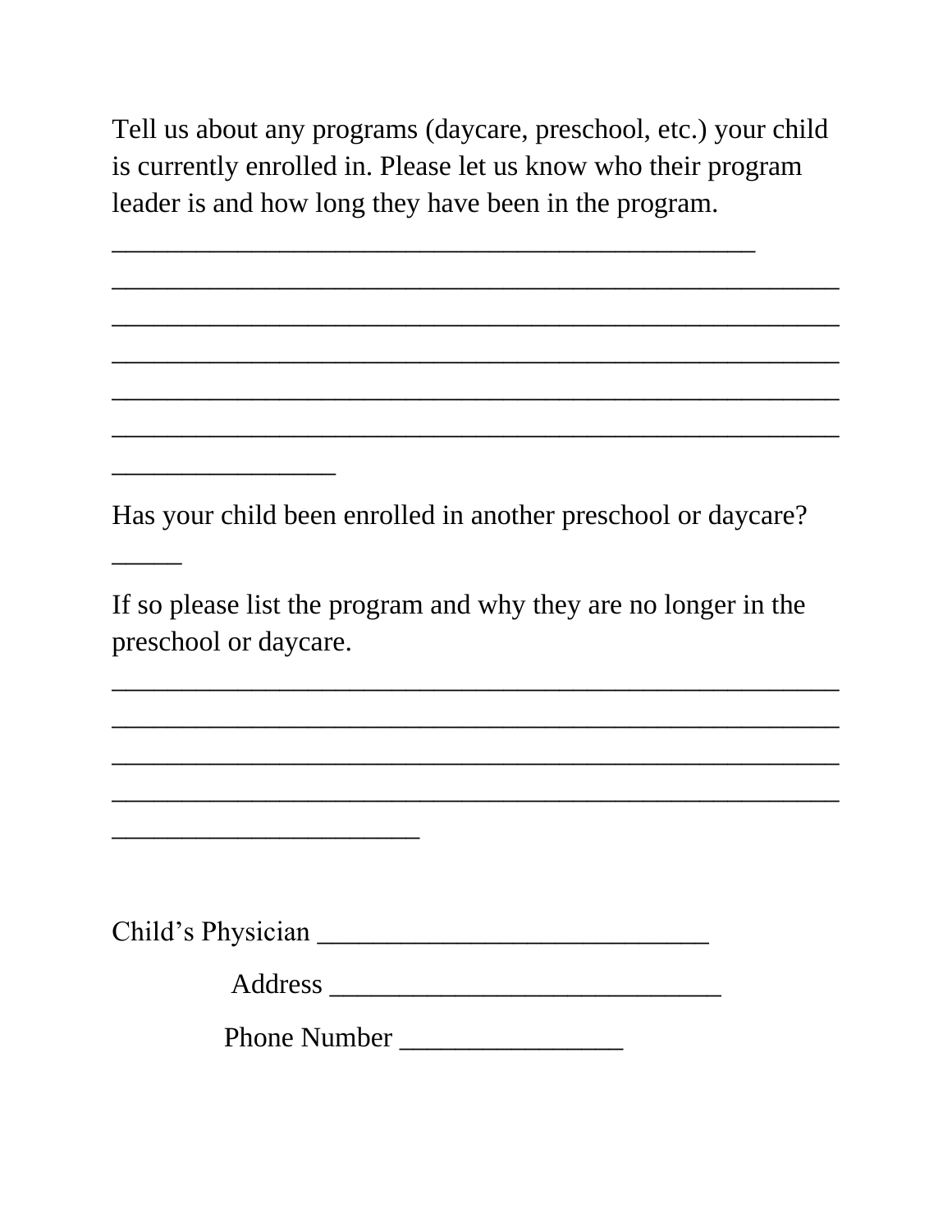Tell us about any programs (daycare, preschool, etc.) your child is currently enrolled in. Please let us know who their program leader is and how long they have been in the program.

_____________________________________________
___________________________________________________
___________________________________________________
___________________________________________________
___________________________________________________
___________________________________________________
________________

Has your child been enrolled in another preschool or daycare? _____

If so please list the program and why they are no longer in the preschool or daycare.

___________________________________________________
___________________________________________________
___________________________________________________
___________________________________________________
______________________

Child's Physician ___________________________

Address ___________________________

Phone Number ________________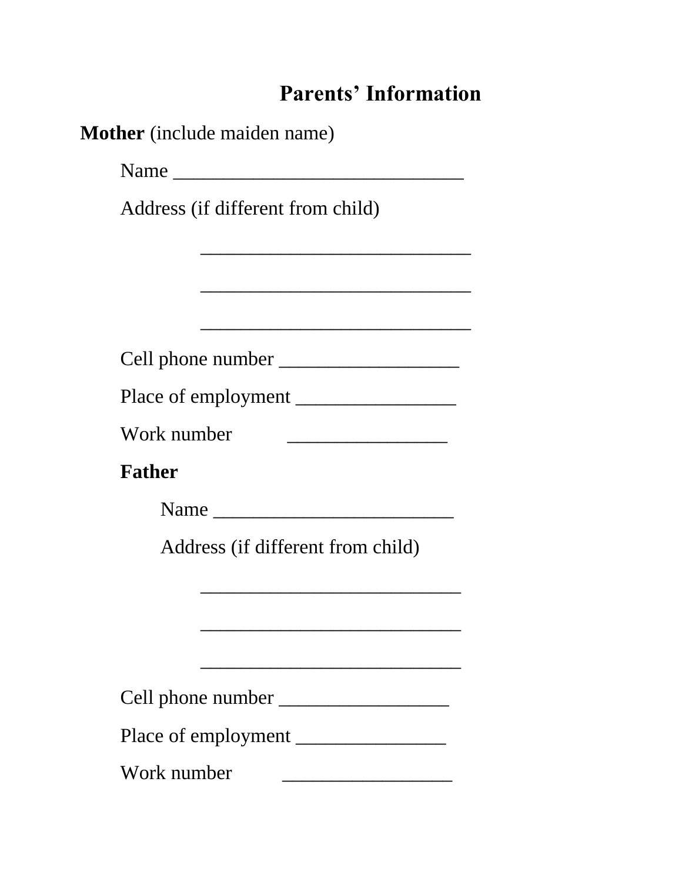## Parents' Information

**Mother** (include maiden name)

Name ______________________________

Address (if different from child)

____________________________

____________________________

____________________________

Cell phone number ___________________

Place of employment _________________

Work number _________________

**Father**

Name _________________________

Address (if different from child)

___________________________

___________________________

___________________________

Cell phone number __________________

Place of employment ________________

Work number __________________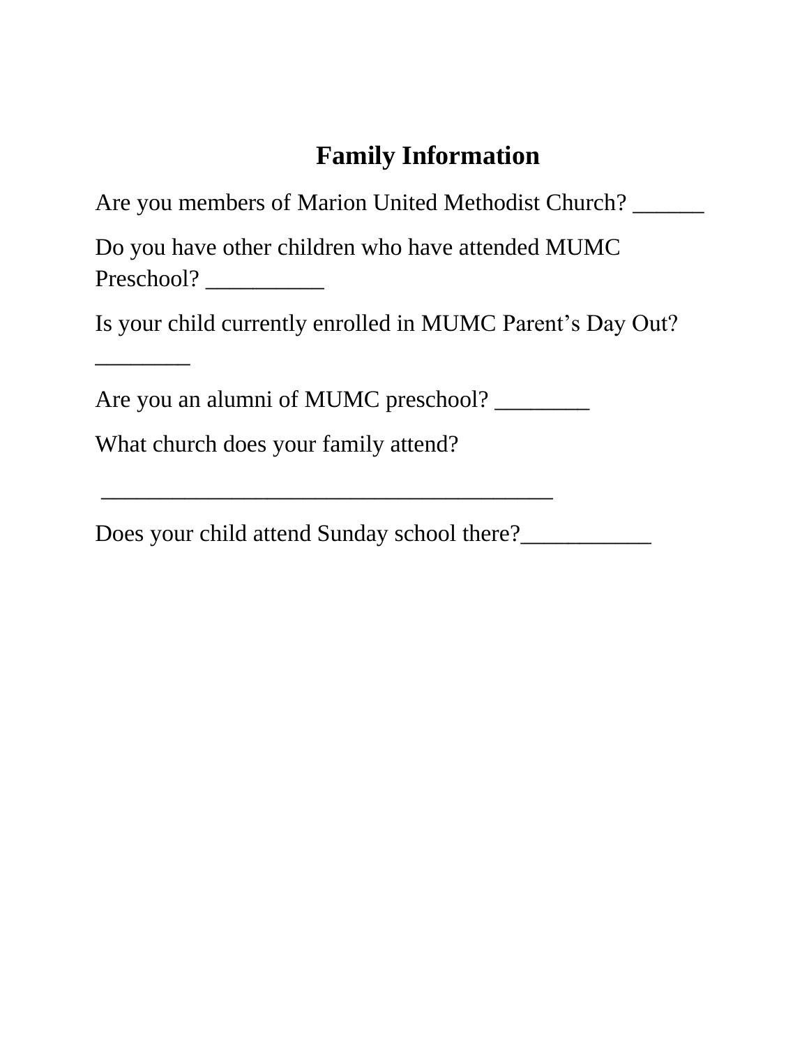## Family Information

Are you members of Marion United Methodist Church? ______

Do you have other children who have attended MUMC Preschool? __________

Is your child currently enrolled in MUMC Parent's Day Out? ________

Are you an alumni of MUMC preschool? ________

What church does your family attend?

_______________________________________

Does your child attend Sunday school there?___________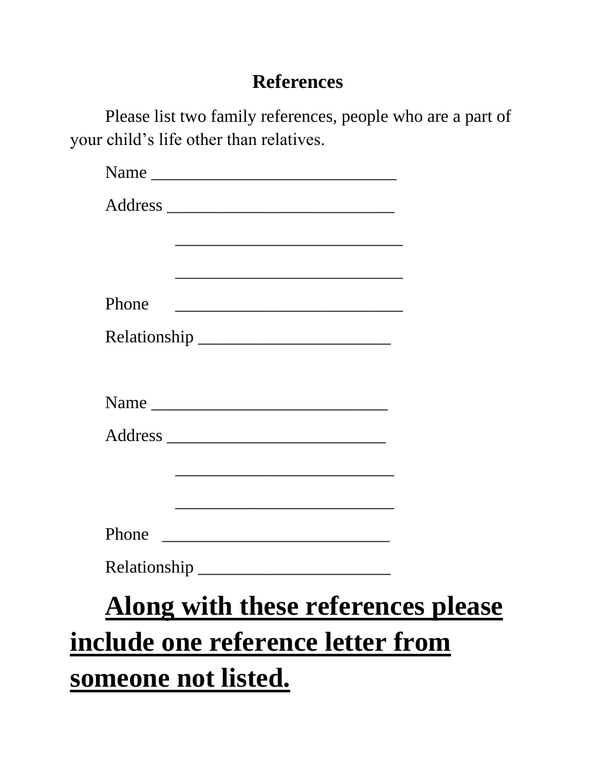## References

Please list two family references, people who are a part of your child's life other than relatives.

Name ____________________________

Address __________________________

__________________________

__________________________

Phone __________________________

Relationship ______________________

Name ___________________________

Address _________________________

_________________________

_________________________

Phone __________________________

Relationship ______________________

**<u>Along with these references please include one reference letter from someone not listed.</u>**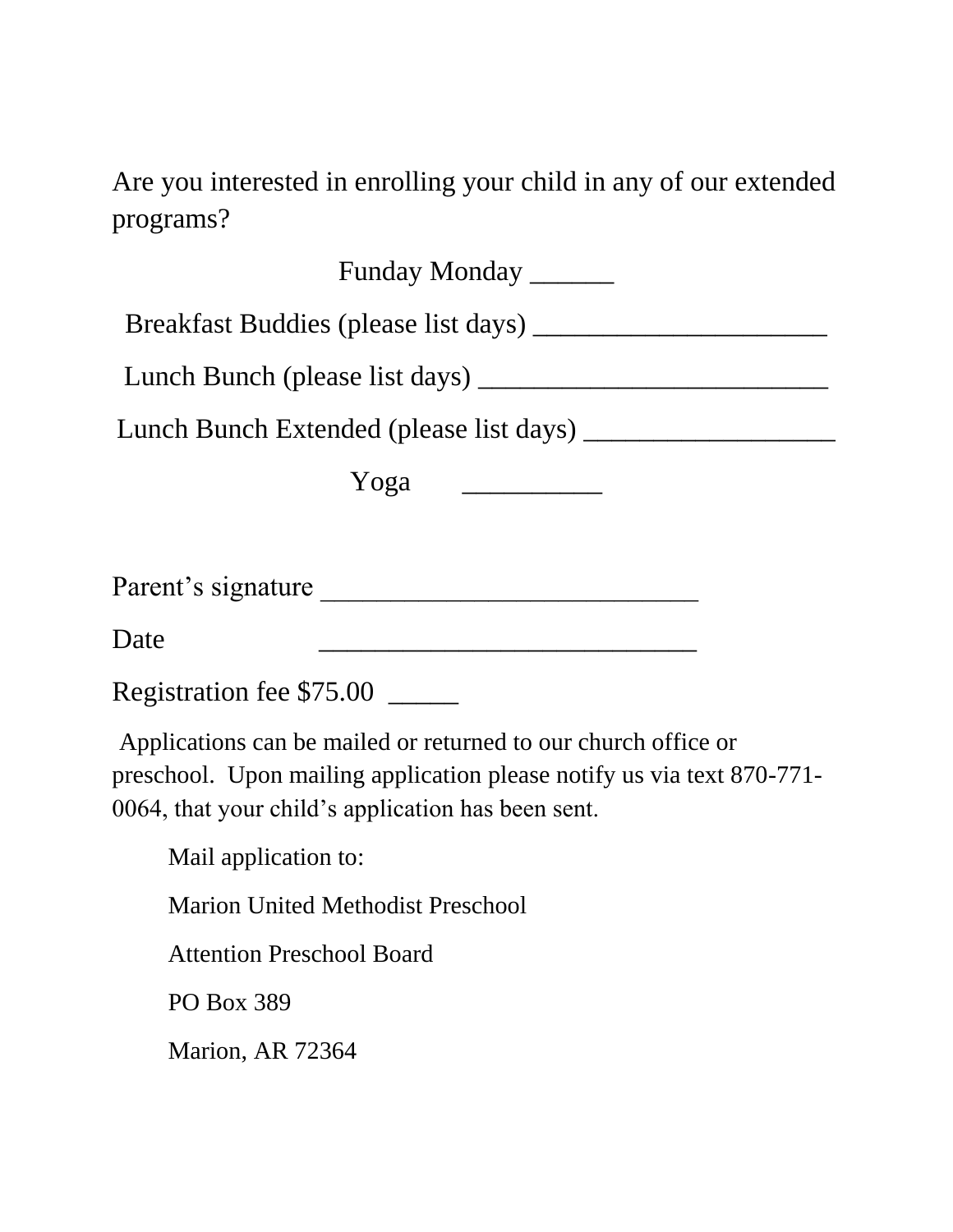Are you interested in enrolling your child in any of our extended programs?

Funday Monday ______

Breakfast Buddies (please list days) _____________________

Lunch Bunch (please list days) _________________________

Lunch Bunch Extended (please list days) __________________

Yoga __________

Parent's signature ___________________________

Date ___________________________

Registration fee $75.00 _____

Applications can be mailed or returned to our church office or preschool. Upon mailing application please notify us via text 870-771-0064, that your child's application has been sent.

Mail application to:

Marion United Methodist Preschool

Attention Preschool Board

PO Box 389

Marion, AR 72364